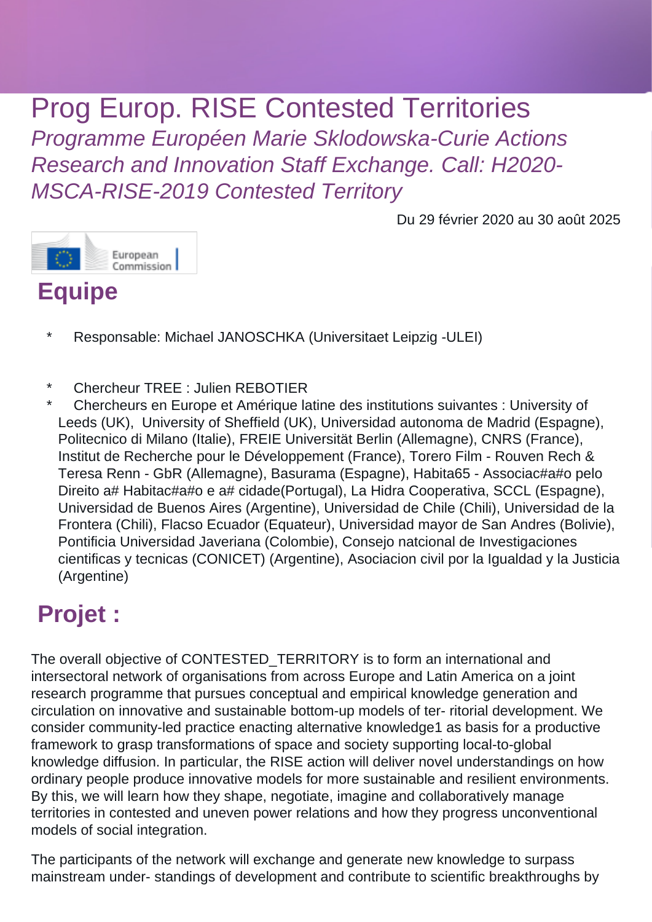# Prog Europ. RISE Contested Territories

*Programme Européen Marie Sklodowska-Curie Actions Research and Innovation Staff Exchange. Call: H2020-MSCA-RISE-2019 Contested Territory*

Du 29 février 2020 au 30 août 2025

## Equipe

* Responsable: Michael JANOSCHKA (Universitaet Leipzig -ULEI)

* Chercheur TREE : Julien REBOTIER
* Chercheurs en Europe et Amérique latine des institutions suivantes : University of Leeds (UK), University of Sheffield (UK), Universidad autonoma de Madrid (Espagne), Politecnico di Milano (Italie), FREIE Universität Berlin (Allemagne), CNRS (France), Institut de Recherche pour le Développement (France), Torero Film - Rouven Rech & Teresa Renn - GbR (Allemagne), Basurama (Espagne), Habita65 - Associac#a#o pelo Direito a# Habitac#a#o e a# cidade(Portugal), La Hidra Cooperativa, SCCL (Espagne), Universidad de Buenos Aires (Argentine), Universidad de Chile (Chili), Universidad de la Frontera (Chili), Flacso Ecuador (Equateur), Universidad mayor de San Andres (Bolivie), Pontificia Universidad Javeriana (Colombie), Consejo natcional de Investigaciones cientificas y tecnicas (CONICET) (Argentine), Asociacion civil por la Igualdad y la Justicia (Argentine)

## Projet :

The overall objective of CONTESTED_TERRITORY is to form an international and intersectoral network of organisations from across Europe and Latin America on a joint research programme that pursues conceptual and empirical knowledge generation and circulation on innovative and sustainable bottom-up models of ter- ritorial development. We consider community-led practice enacting alternative knowledge1 as basis for a productive framework to grasp transformations of space and society supporting local-to-global knowledge diffusion. In particular, the RISE action will deliver novel understandings on how ordinary people produce innovative models for more sustainable and resilient environments. By this, we will learn how they shape, negotiate, imagine and collaboratively manage territories in contested and uneven power relations and how they progress unconventional models of social integration.

The participants of the network will exchange and generate new knowledge to surpass mainstream under- standings of development and contribute to scientific breakthroughs by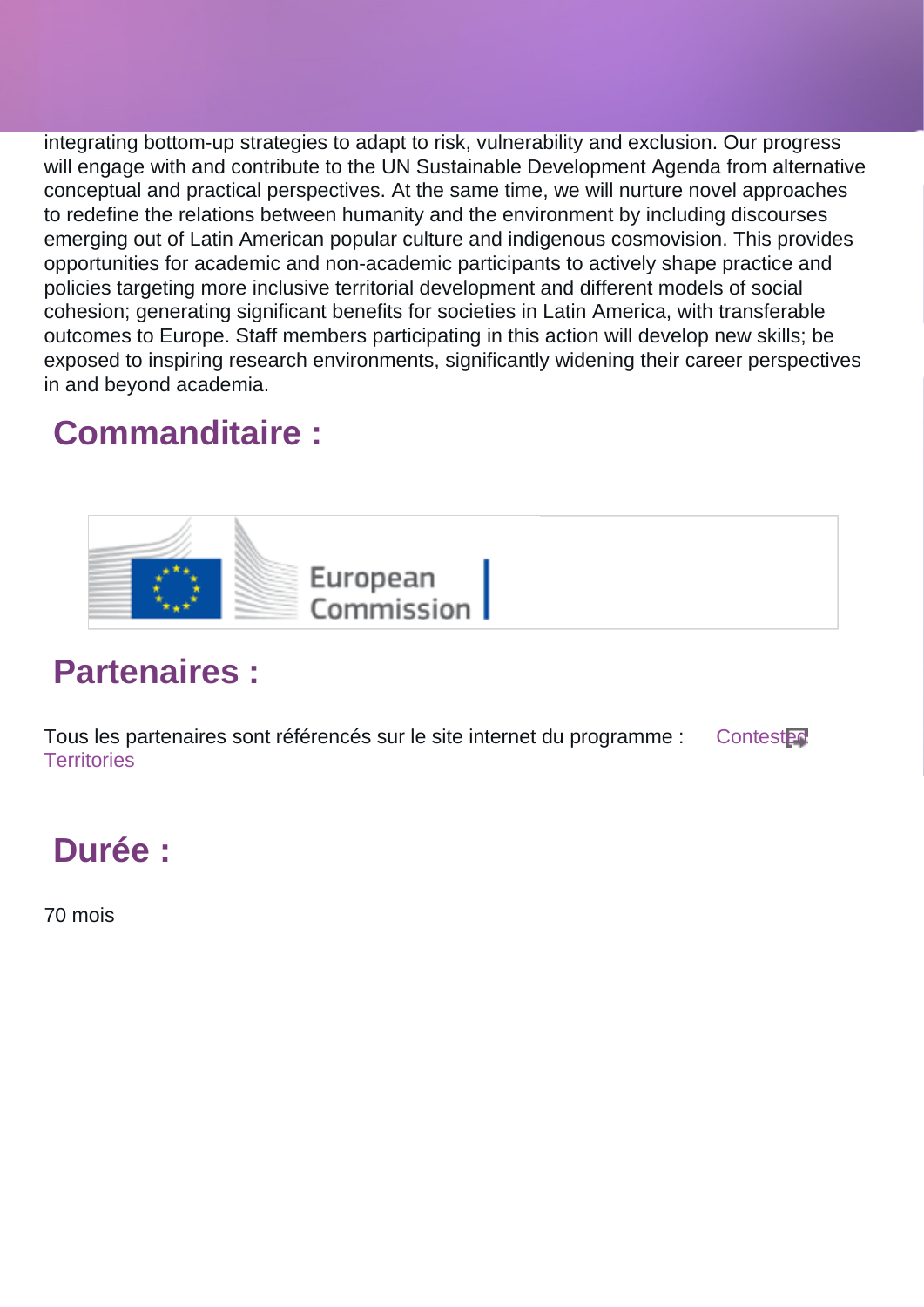integrating bottom-up strategies to adapt to risk, vulnerability and exclusion. Our progress will engage with and contribute to the UN Sustainable Development Agenda from alternative conceptual and practical perspectives. At the same time, we will nurture novel approaches to redefine the relations between humanity and the environment by including discourses emerging out of Latin American popular culture and indigenous cosmovision. This provides opportunities for academic and non-academic participants to actively shape practice and policies targeting more inclusive territorial development and different models of social cohesion; generating significant benefits for societies in Latin America, with transferable outcomes to Europe. Staff members participating in this action will develop new skills; be exposed to inspiring research environments, significantly widening their career perspectives in and beyond academia.

## Commanditaire :

European Commission

## Partenaires :

Tous les partenaires sont référencés sur le site internet du programme : Contested Territories

## Durée :

70 mois